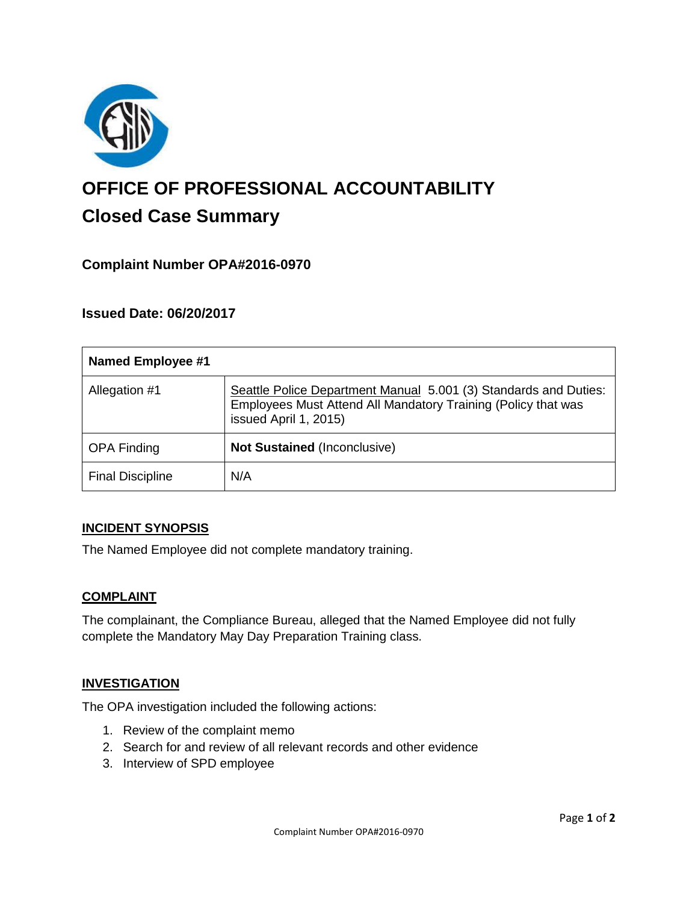# OFFICE OF PROFESSIONAL ACCOUNTABILITY

## Closed Case Summary

### Complaint Number OPA#2016-0970

### Issued Date: 06/20/2017

| **Named Employee #1** | |
|---|---|
| Allegation #1 | Seattle Police Department Manual 5.001 (3) Standards and Duties: Employees Must Attend All Mandatory Training (Policy that was issued April 1, 2015) |
| OPA Finding | **Not Sustained** (Inconclusive) |
| Final Discipline | N/A |

**INCIDENT SYNOPSIS**

The Named Employee did not complete mandatory training.

**COMPLAINT**

The complainant, the Compliance Bureau, alleged that the Named Employee did not fully complete the Mandatory May Day Preparation Training class.

**INVESTIGATION**

The OPA investigation included the following actions:

1. Review of the complaint memo
2. Search for and review of all relevant records and other evidence
3. Interview of SPD employee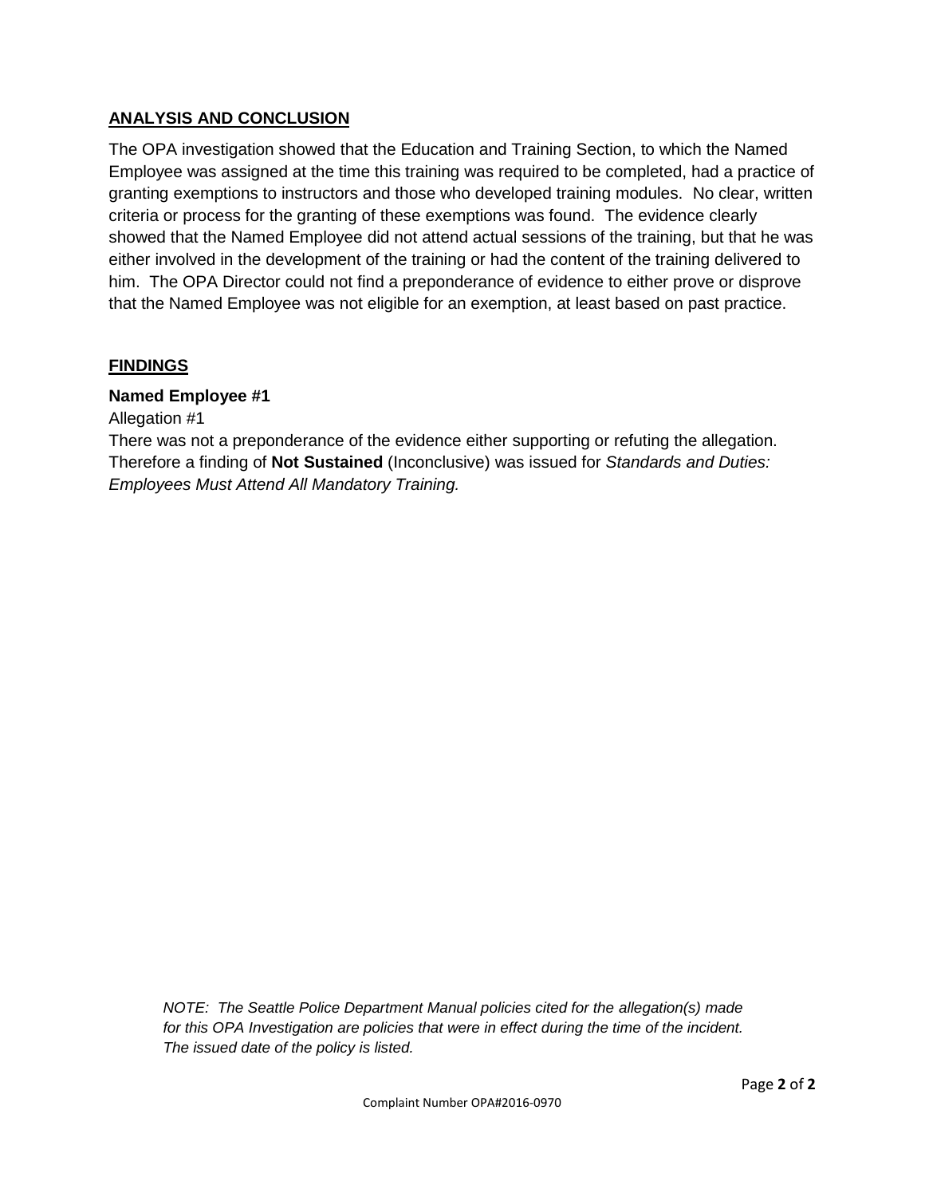## ANALYSIS AND CONCLUSION

The OPA investigation showed that the Education and Training Section, to which the Named Employee was assigned at the time this training was required to be completed, had a practice of granting exemptions to instructors and those who developed training modules. No clear, written criteria or process for the granting of these exemptions was found. The evidence clearly showed that the Named Employee did not attend actual sessions of the training, but that he was either involved in the development of the training or had the content of the training delivered to him. The OPA Director could not find a preponderance of evidence to either prove or disprove that the Named Employee was not eligible for an exemption, at least based on past practice.

## FINDINGS

**Named Employee #1**

Allegation #1

There was not a preponderance of the evidence either supporting or refuting the allegation. Therefore a finding of **Not Sustained** (Inconclusive) was issued for *Standards and Duties: Employees Must Attend All Mandatory Training.*

*NOTE: The Seattle Police Department Manual policies cited for the allegation(s) made for this OPA Investigation are policies that were in effect during the time of the incident. The issued date of the policy is listed.*

Complaint Number OPA#2016-0970